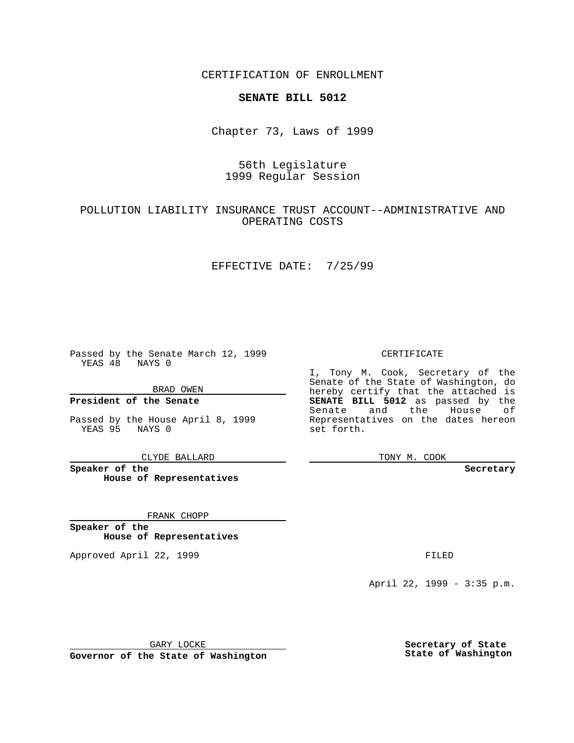CERTIFICATION OF ENROLLMENT

**SENATE BILL 5012**

Chapter 73, Laws of 1999

56th Legislature
1999 Regular Session

POLLUTION LIABILITY INSURANCE TRUST ACCOUNT--ADMINISTRATIVE AND OPERATING COSTS

EFFECTIVE DATE: 7/25/99

Passed by the Senate March 12, 1999
YEAS 48 NAYS 0

BRAD OWEN

**President of the Senate**

Passed by the House April 8, 1999
YEAS 95 NAYS 0

CLYDE BALLARD

**Speaker of the House of Representatives**

FRANK CHOPP

**Speaker of the House of Representatives**

Approved April 22, 1999

GARY LOCKE

**Governor of the State of Washington**

CERTIFICATE

I, Tony M. Cook, Secretary of the Senate of the State of Washington, do hereby certify that the attached is **SENATE BILL 5012** as passed by the Senate and the House of Representatives on the dates hereon set forth.

TONY M. COOK

**Secretary**

FILED

April 22, 1999 - 3:35 p.m.

**Secretary of State State of Washington**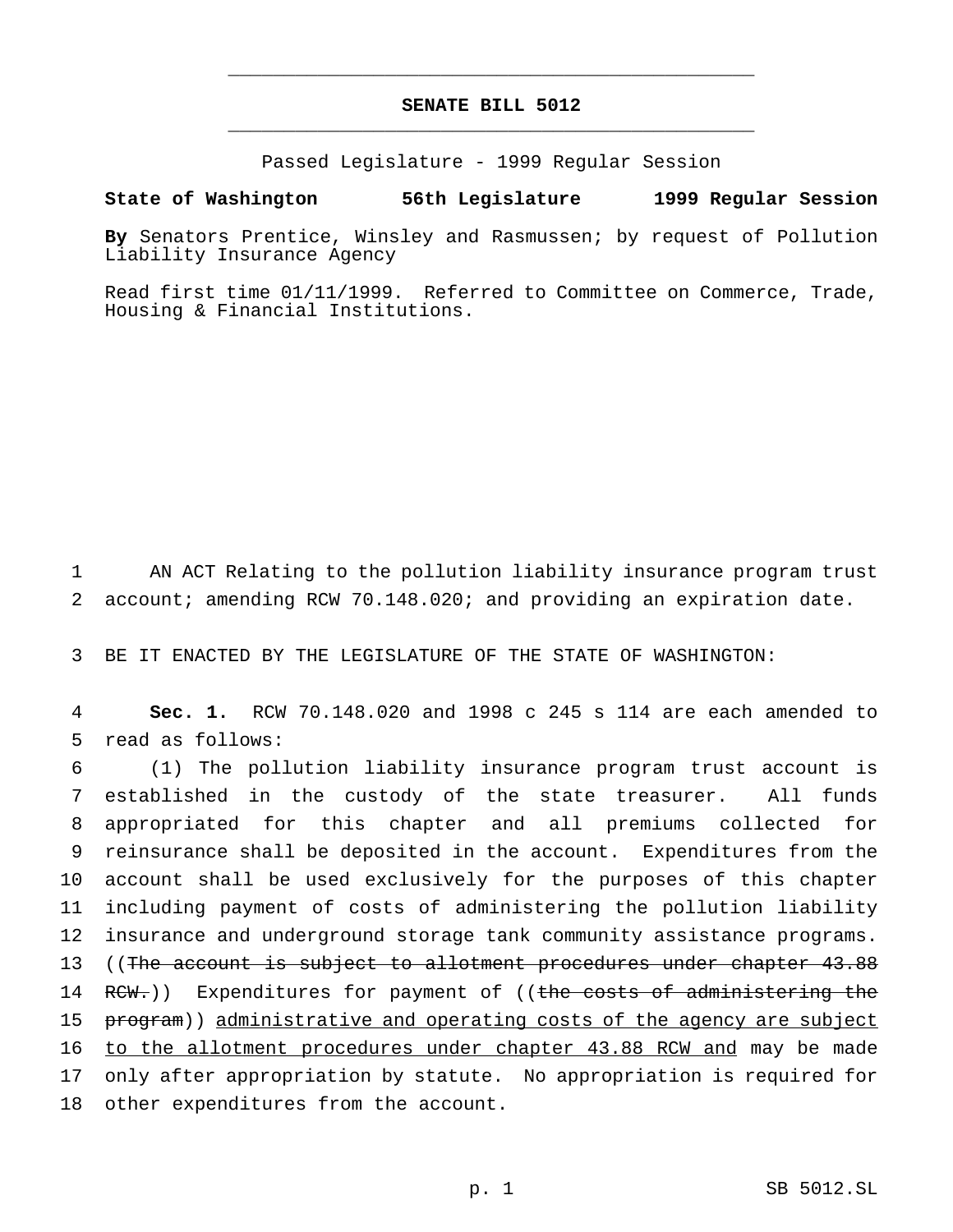# SENATE BILL 5012

Passed Legislature - 1999 Regular Session

**State of Washington 56th Legislature 1999 Regular Session**

**By** Senators Prentice, Winsley and Rasmussen; by request of Pollution Liability Insurance Agency

Read first time 01/11/1999. Referred to Committee on Commerce, Trade, Housing & Financial Institutions.

AN ACT Relating to the pollution liability insurance program trust account; amending RCW 70.148.020; and providing an expiration date.

BE IT ENACTED BY THE LEGISLATURE OF THE STATE OF WASHINGTON:

**Sec. 1.** RCW 70.148.020 and 1998 c 245 s 114 are each amended to read as follows:

(1) The pollution liability insurance program trust account is established in the custody of the state treasurer. All funds appropriated for this chapter and all premiums collected for reinsurance shall be deposited in the account. Expenditures from the account shall be used exclusively for the purposes of this chapter including payment of costs of administering the pollution liability insurance and underground storage tank community assistance programs. ((~~The account is subject to allotment procedures under chapter 43.88 RCW.~~)) Expenditures for payment of ((~~the costs of administering the program~~)) <u>administrative and operating costs of the agency are subject to the allotment procedures under chapter 43.88 RCW and</u> may be made only after appropriation by statute. No appropriation is required for other expenditures from the account.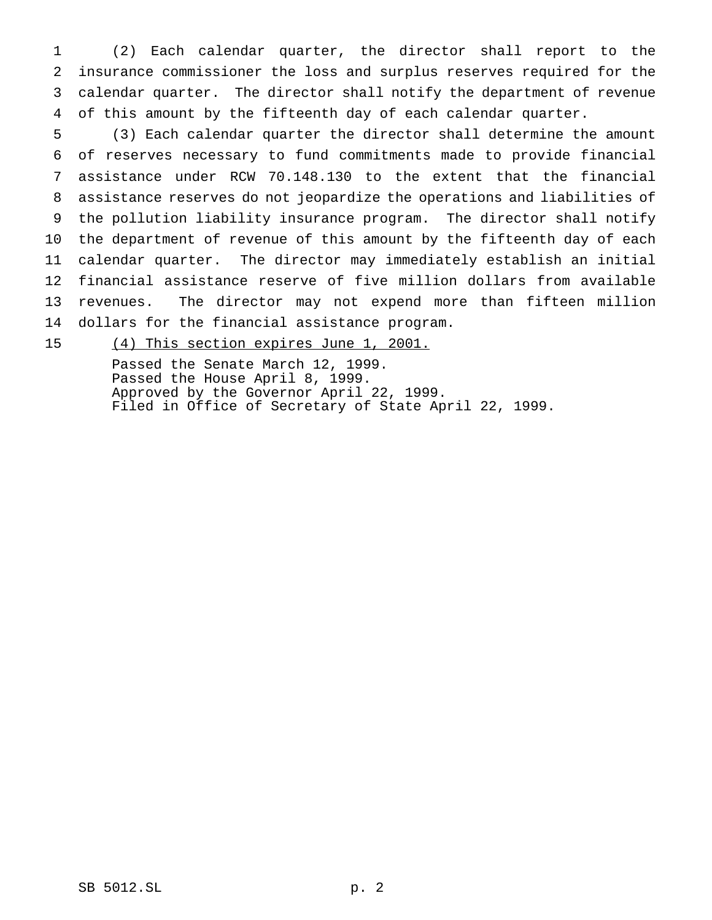(2) Each calendar quarter, the director shall report to the insurance commissioner the loss and surplus reserves required for the calendar quarter. The director shall notify the department of revenue of this amount by the fifteenth day of each calendar quarter.

(3) Each calendar quarter the director shall determine the amount of reserves necessary to fund commitments made to provide financial assistance under RCW 70.148.130 to the extent that the financial assistance reserves do not jeopardize the operations and liabilities of the pollution liability insurance program. The director shall notify the department of revenue of this amount by the fifteenth day of each calendar quarter. The director may immediately establish an initial financial assistance reserve of five million dollars from available revenues. The director may not expend more than fifteen million dollars for the financial assistance program.

<u>(4) This section expires June 1, 2001.</u>

Passed the Senate March 12, 1999.
Passed the House April 8, 1999.
Approved by the Governor April 22, 1999.
Filed in Office of Secretary of State April 22, 1999.